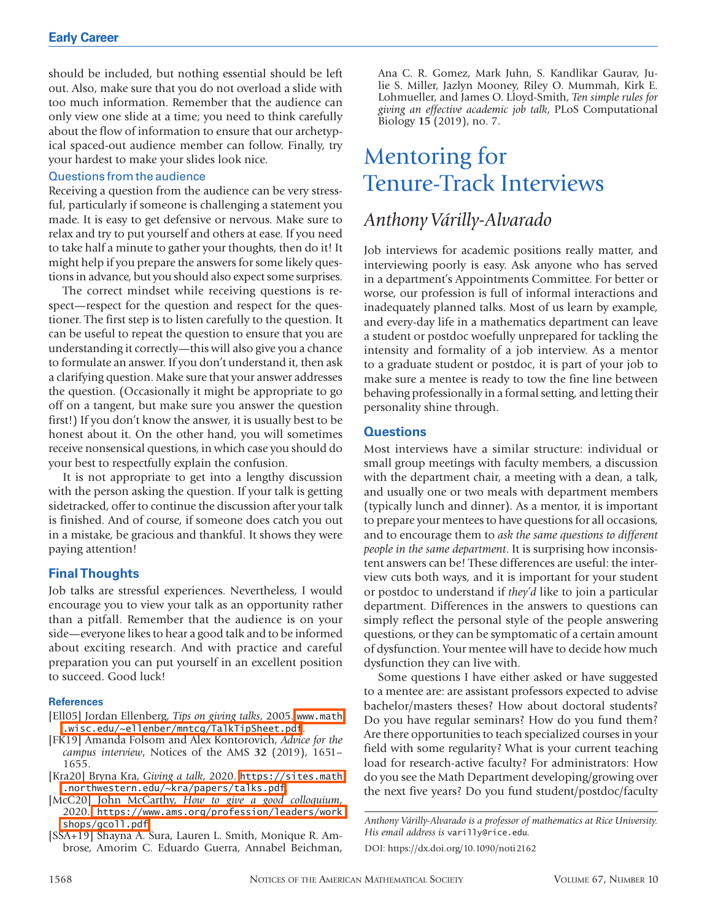should be included, but nothing essential should be left out. Also, make sure that you do not overload a slide with too much information. Remember that the audience can only view one slide at a time; you need to think carefully about the flow of information to ensure that our archetypical spaced-out audience member can follow. Finally, try your hardest to make your slides look nice.

### Questions from the audience

Receiving a question from the audience can be very stressful, particularly if someone is challenging a statement you made. It is easy to get defensive or nervous. Make sure to relax and try to put yourself and others at ease. If you need to take half a minute to gather your thoughts, then do it! It might help if you prepare the answers for some likely questions in advance, but you should also expect some surprises.

The correct mindset while receiving questions is respect—respect for the question and respect for the questioner. The first step is to listen carefully to the question. It can be useful to repeat the question to ensure that you are understanding it correctly—this will also give you a chance to formulate an answer. If you don't understand it, then ask a clarifying question. Make sure that your answer addresses the question. (Occasionally it might be appropriate to go off on a tangent, but make sure you answer the question first!) If you don't know the answer, it is usually best to be honest about it. On the other hand, you will sometimes receive nonsensical questions, in which case you should do your best to respectfully explain the confusion.

It is not appropriate to get into a lengthy discussion with the person asking the question. If your talk is getting sidetracked, offer to continue the discussion after your talk is finished. And of course, if someone does catch you out in a mistake, be gracious and thankful. It shows they were paying attention!

## Final Thoughts

Job talks are stressful experiences. Nevertheless, I would encourage you to view your talk as an opportunity rather than a pitfall. Remember that the audience is on your side—everyone likes to hear a good talk and to be informed about exciting research. And with practice and careful preparation you can put yourself in an excellent position to succeed. Good luck!

### References

[Ell05] Jordan Ellenberg, *Tips on giving talks*, 2005. www.math.wisc.edu/~ellenber/mntcg/TalkTipSheet.pdf.

[FK19] Amanda Folsom and Alex Kontorovich, *Advice for the campus interview*, Notices of the AMS **32** (2019), 1651–1655.

[Kra20] Bryna Kra, *Giving a talk*, 2020. https://sites.math.northwestern.edu/~kra/papers/talks.pdf.

[McC20] John McCarthy, *How to give a good colloquium*, 2020. https://www.ams.org/profession/leaders/workshops/gcoll.pdf.

[SSA+19] Shayna A. Sura, Lauren L. Smith, Monique R. Ambrose, Amorim C. Eduardo Guerra, Annabel Beichman, Ana C. R. Gomez, Mark Juhn, S. Kandlikar Gaurav, Julie S. Miller, Jazlyn Mooney, Riley O. Mummah, Kirk E. Lohmueller, and James O. Lloyd-Smith, *Ten simple rules for giving an effective academic job talk*, PLoS Computational Biology **15** (2019), no. 7.

# Mentoring for Tenure-Track Interviews

## *Anthony Várilly-Alvarado*

Job interviews for academic positions really matter, and interviewing poorly is easy. Ask anyone who has served in a department's Appointments Committee. For better or worse, our profession is full of informal interactions and inadequately planned talks. Most of us learn by example, and every-day life in a mathematics department can leave a student or postdoc woefully unprepared for tackling the intensity and formality of a job interview. As a mentor to a graduate student or postdoc, it is part of your job to make sure a mentee is ready to tow the fine line between behaving professionally in a formal setting, and letting their personality shine through.

## Questions

Most interviews have a similar structure: individual or small group meetings with faculty members, a discussion with the department chair, a meeting with a dean, a talk, and usually one or two meals with department members (typically lunch and dinner). As a mentor, it is important to prepare your mentees to have questions for all occasions, and to encourage them to *ask the same questions to different people in the same department*. It is surprising how inconsistent answers can be! These differences are useful: the interview cuts both ways, and it is important for your student or postdoc to understand if *they'd* like to join a particular department. Differences in the answers to questions can simply reflect the personal style of the people answering questions, or they can be symptomatic of a certain amount of dysfunction. Your mentee will have to decide how much dysfunction they can live with.

Some questions I have either asked or have suggested to a mentee are: are assistant professors expected to advise bachelor/masters theses? How about doctoral students? Do you have regular seminars? How do you fund them? Are there opportunities to teach specialized courses in your field with some regularity? What is your current teaching load for research-active faculty? For administrators: How do you see the Math Department developing/growing over the next five years? Do you fund student/postdoc/faculty

---

*Anthony Várilly-Alvarado is a professor of mathematics at Rice University. His email address is* varilly@rice.edu.

DOI: https://dx.doi.org/10.1090/noti2162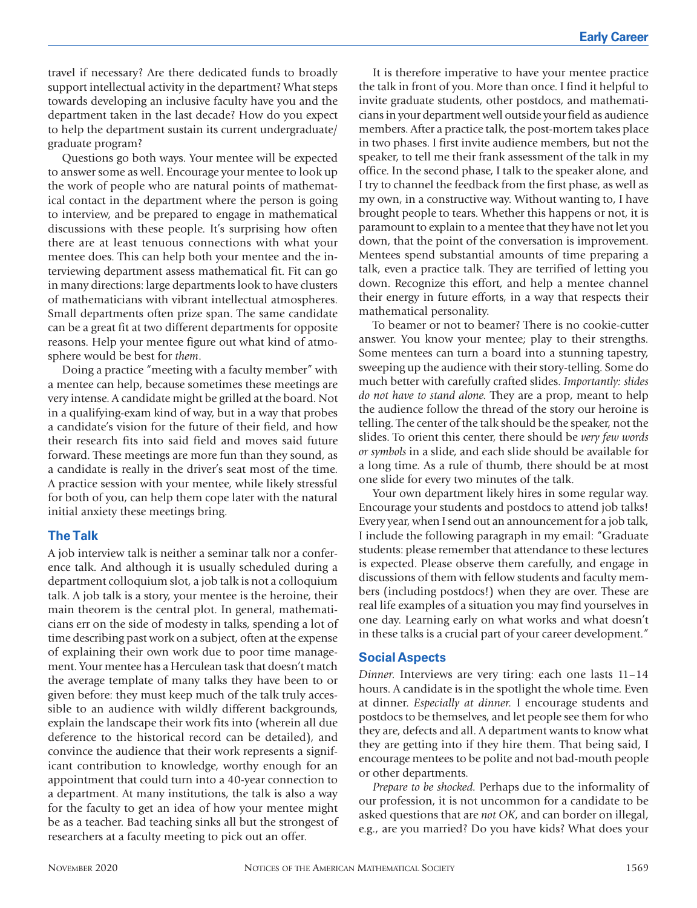travel if necessary? Are there dedicated funds to broadly support intellectual activity in the department? What steps towards developing an inclusive faculty have you and the department taken in the last decade? How do you expect to help the department sustain its current undergraduate/graduate program?

Questions go both ways. Your mentee will be expected to answer some as well. Encourage your mentee to look up the work of people who are natural points of mathematical contact in the department where the person is going to interview, and be prepared to engage in mathematical discussions with these people. It's surprising how often there are at least tenuous connections with what your mentee does. This can help both your mentee and the interviewing department assess mathematical fit. Fit can go in many directions: large departments look to have clusters of mathematicians with vibrant intellectual atmospheres. Small departments often prize span. The same candidate can be a great fit at two different departments for opposite reasons. Help your mentee figure out what kind of atmosphere would be best for *them*.

Doing a practice "meeting with a faculty member" with a mentee can help, because sometimes these meetings are very intense. A candidate might be grilled at the board. Not in a qualifying-exam kind of way, but in a way that probes a candidate's vision for the future of their field, and how their research fits into said field and moves said future forward. These meetings are more fun than they sound, as a candidate is really in the driver's seat most of the time. A practice session with your mentee, while likely stressful for both of you, can help them cope later with the natural initial anxiety these meetings bring.

## The Talk

A job interview talk is neither a seminar talk nor a conference talk. And although it is usually scheduled during a department colloquium slot, a job talk is not a colloquium talk. A job talk is a story, your mentee is the heroine, their main theorem is the central plot. In general, mathematicians err on the side of modesty in talks, spending a lot of time describing past work on a subject, often at the expense of explaining their own work due to poor time management. Your mentee has a Herculean task that doesn't match the average template of many talks they have been to or given before: they must keep much of the talk truly accessible to an audience with wildly different backgrounds, explain the landscape their work fits into (wherein all due deference to the historical record can be detailed), and convince the audience that their work represents a significant contribution to knowledge, worthy enough for an appointment that could turn into a 40-year connection to a department. At many institutions, the talk is also a way for the faculty to get an idea of how your mentee might be as a teacher. Bad teaching sinks all but the strongest of researchers at a faculty meeting to pick out an offer.

It is therefore imperative to have your mentee practice the talk in front of you. More than once. I find it helpful to invite graduate students, other postdocs, and mathematicians in your department well outside your field as audience members. After a practice talk, the post-mortem takes place in two phases. I first invite audience members, but not the speaker, to tell me their frank assessment of the talk in my office. In the second phase, I talk to the speaker alone, and I try to channel the feedback from the first phase, as well as my own, in a constructive way. Without wanting to, I have brought people to tears. Whether this happens or not, it is paramount to explain to a mentee that they have not let you down, that the point of the conversation is improvement. Mentees spend substantial amounts of time preparing a talk, even a practice talk. They are terrified of letting you down. Recognize this effort, and help a mentee channel their energy in future efforts, in a way that respects their mathematical personality.

To beamer or not to beamer? There is no cookie-cutter answer. You know your mentee; play to their strengths. Some mentees can turn a board into a stunning tapestry, sweeping up the audience with their story-telling. Some do much better with carefully crafted slides. *Importantly: slides do not have to stand alone.* They are a prop, meant to help the audience follow the thread of the story our heroine is telling. The center of the talk should be the speaker, not the slides. To orient this center, there should be *very few words or symbols* in a slide, and each slide should be available for a long time. As a rule of thumb, there should be at most one slide for every two minutes of the talk.

Your own department likely hires in some regular way. Encourage your students and postdocs to attend job talks! Every year, when I send out an announcement for a job talk, I include the following paragraph in my email: "Graduate students: please remember that attendance to these lectures is expected. Please observe them carefully, and engage in discussions of them with fellow students and faculty members (including postdocs!) when they are over. These are real life examples of a situation you may find yourselves in one day. Learning early on what works and what doesn't in these talks is a crucial part of your career development."

## Social Aspects

*Dinner.* Interviews are very tiring: each one lasts 11–14 hours. A candidate is in the spotlight the whole time. Even at dinner. *Especially at dinner.* I encourage students and postdocs to be themselves, and let people see them for who they are, defects and all. A department wants to know what they are getting into if they hire them. That being said, I encourage mentees to be polite and not bad-mouth people or other departments.

*Prepare to be shocked.* Perhaps due to the informality of our profession, it is not uncommon for a candidate to be asked questions that are *not OK*, and can border on illegal, e.g., are you married? Do you have kids? What does your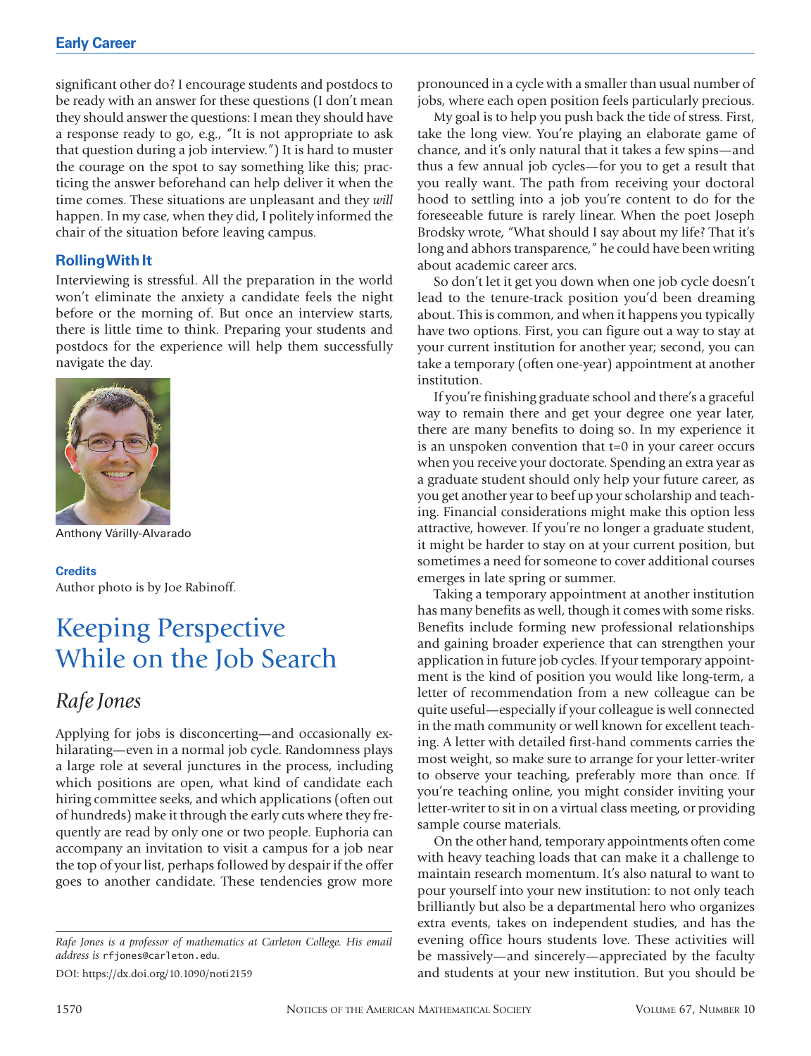significant other do? I encourage students and postdocs to be ready with an answer for these questions (I don't mean they should answer the questions: I mean they should have a response ready to go, e.g., "It is not appropriate to ask that question during a job interview.") It is hard to muster the courage on the spot to say something like this; practicing the answer beforehand can help deliver it when the time comes. These situations are unpleasant and they *will* happen. In my case, when they did, I politely informed the chair of the situation before leaving campus.

### Rolling With It

Interviewing is stressful. All the preparation in the world won't eliminate the anxiety a candidate feels the night before or the morning of. But once an interview starts, there is little time to think. Preparing your students and postdocs for the experience will help them successfully navigate the day.

Anthony Várilly-Alvarado

#### Credits

Author photo is by Joe Rabinoff.

# Keeping Perspective While on the Job Search

## *Rafe Jones*

Applying for jobs is disconcerting—and occasionally exhilarating—even in a normal job cycle. Randomness plays a large role at several junctures in the process, including which positions are open, what kind of candidate each hiring committee seeks, and which applications (often out of hundreds) make it through the early cuts where they frequently are read by only one or two people. Euphoria can accompany an invitation to visit a campus for a job near the top of your list, perhaps followed by despair if the offer goes to another candidate. These tendencies grow more pronounced in a cycle with a smaller than usual number of jobs, where each open position feels particularly precious.

My goal is to help you push back the tide of stress. First, take the long view. You're playing an elaborate game of chance, and it's only natural that it takes a few spins—and thus a few annual job cycles—for you to get a result that you really want. The path from receiving your doctoral hood to settling into a job you're content to do for the foreseeable future is rarely linear. When the poet Joseph Brodsky wrote, "What should I say about my life? That it's long and abhors transparence," he could have been writing about academic career arcs.

So don't let it get you down when one job cycle doesn't lead to the tenure-track position you'd been dreaming about. This is common, and when it happens you typically have two options. First, you can figure out a way to stay at your current institution for another year; second, you can take a temporary (often one-year) appointment at another institution.

If you're finishing graduate school and there's a graceful way to remain there and get your degree one year later, there are many benefits to doing so. In my experience it is an unspoken convention that $t=0$ in your career occurs when you receive your doctorate. Spending an extra year as a graduate student should only help your future career, as you get another year to beef up your scholarship and teaching. Financial considerations might make this option less attractive, however. If you're no longer a graduate student, it might be harder to stay on at your current position, but sometimes a need for someone to cover additional courses emerges in late spring or summer.

Taking a temporary appointment at another institution has many benefits as well, though it comes with some risks. Benefits include forming new professional relationships and gaining broader experience that can strengthen your application in future job cycles. If your temporary appointment is the kind of position you would like long-term, a letter of recommendation from a new colleague can be quite useful—especially if your colleague is well connected in the math community or well known for excellent teaching. A letter with detailed first-hand comments carries the most weight, so make sure to arrange for your letter-writer to observe your teaching, preferably more than once. If you're teaching online, you might consider inviting your letter-writer to sit in on a virtual class meeting, or providing sample course materials.

On the other hand, temporary appointments often come with heavy teaching loads that can make it a challenge to maintain research momentum. It's also natural to want to pour yourself into your new institution: to not only teach brilliantly but also be a departmental hero who organizes extra events, takes on independent studies, and has the evening office hours students love. These activities will be massively—and sincerely—appreciated by the faculty and students at your new institution. But you should be

---

*Rafe Jones is a professor of mathematics at Carleton College. His email address is* rfjones@carleton.edu.

DOI: https://dx.doi.org/10.1090/noti2159